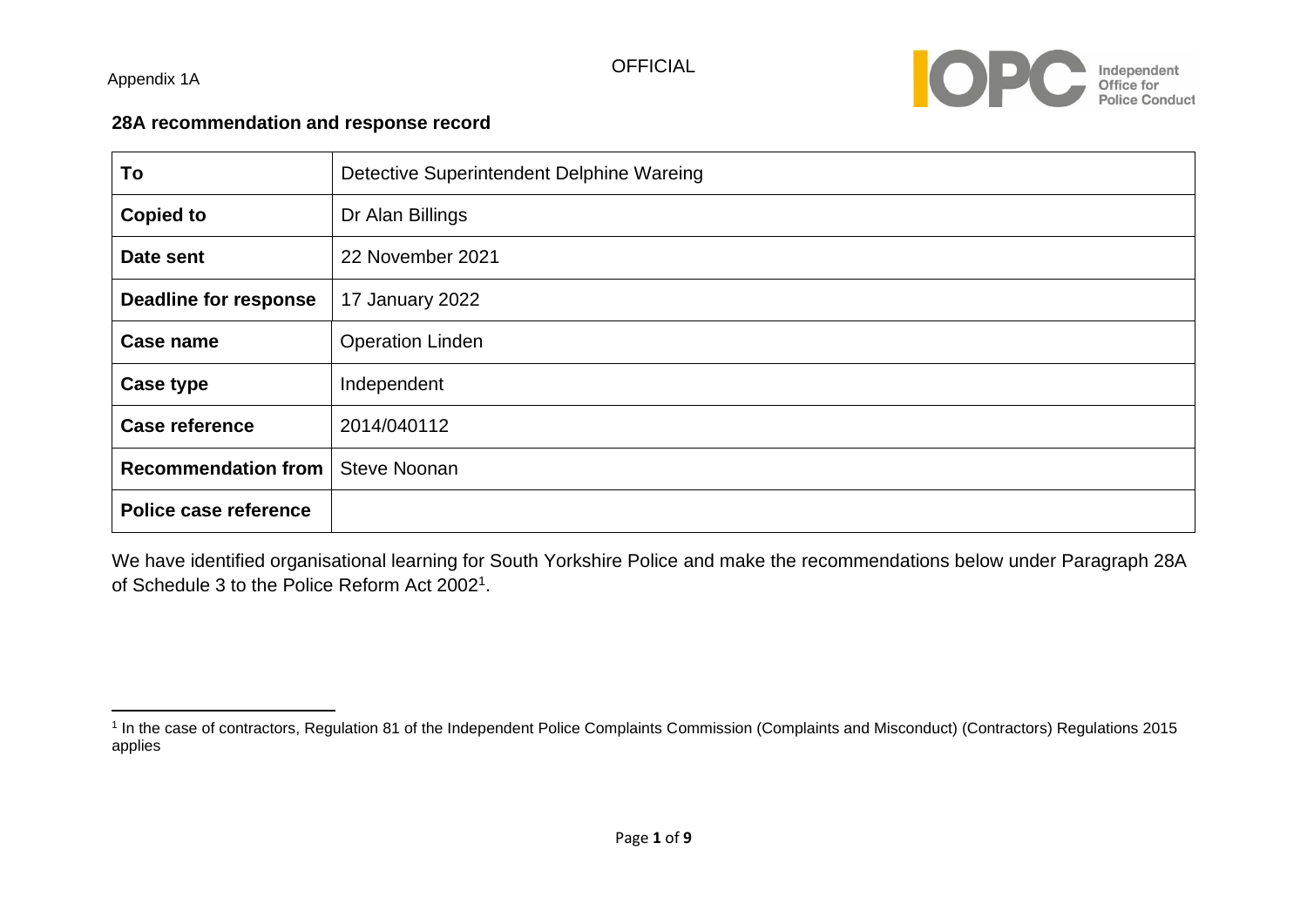Appendix 1A

OFFICIAL

**28A recommendation and response record**

| **To** | Detective Superintendent Delphine Wareing |
|---|---|
| **Copied to** | Dr Alan Billings |
| **Date sent** | 22 November 2021 |
| **Deadline for response** | 17 January 2022 |
| **Case name** | Operation Linden |
| **Case type** | Independent |
| **Case reference** | 2014/040112 |
| **Recommendation from** | Steve Noonan |
| **Police case reference** | |

We have identified organisational learning for South Yorkshire Police and make the recommendations below under Paragraph 28A of Schedule 3 to the Police Reform Act 2002[1].

[1] In the case of contractors, Regulation 81 of the Independent Police Complaints Commission (Complaints and Misconduct) (Contractors) Regulations 2015 applies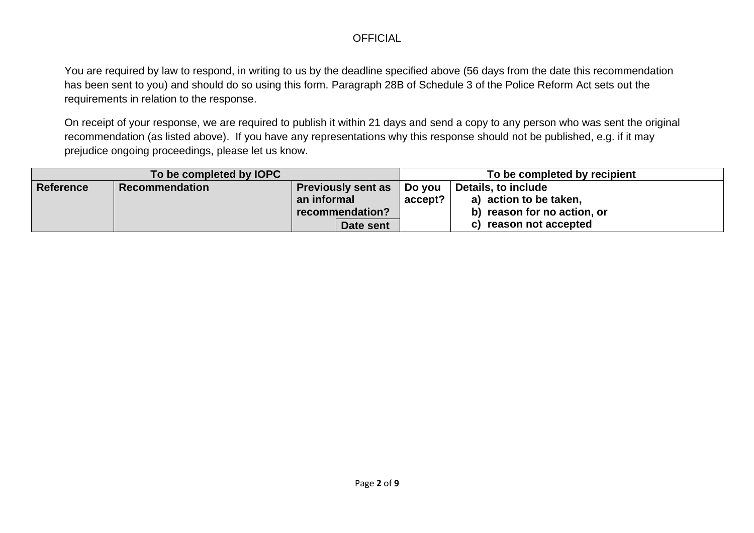You are required by law to respond, in writing to us by the deadline specified above (56 days from the date this recommendation has been sent to you) and should do so using this form. Paragraph 28B of Schedule 3 of the Police Reform Act sets out the requirements in relation to the response.

On receipt of your response, we are required to publish it within 21 days and send a copy to any person who was sent the original recommendation (as listed above). If you have any representations why this response should not be published, e.g. if it may prejudice ongoing proceedings, please let us know.

| **To be completed by IOPC** | | | | **To be completed by recipient** | |
|---|---|---|---|---|---|
| **Reference** | **Recommendation** | **Previously sent as an informal recommendation?** | **Date sent** | **Do you accept?** | **Details, to include** <br> **a) action to be taken,** <br> **b) reason for no action, or** <br> **c) reason not accepted** |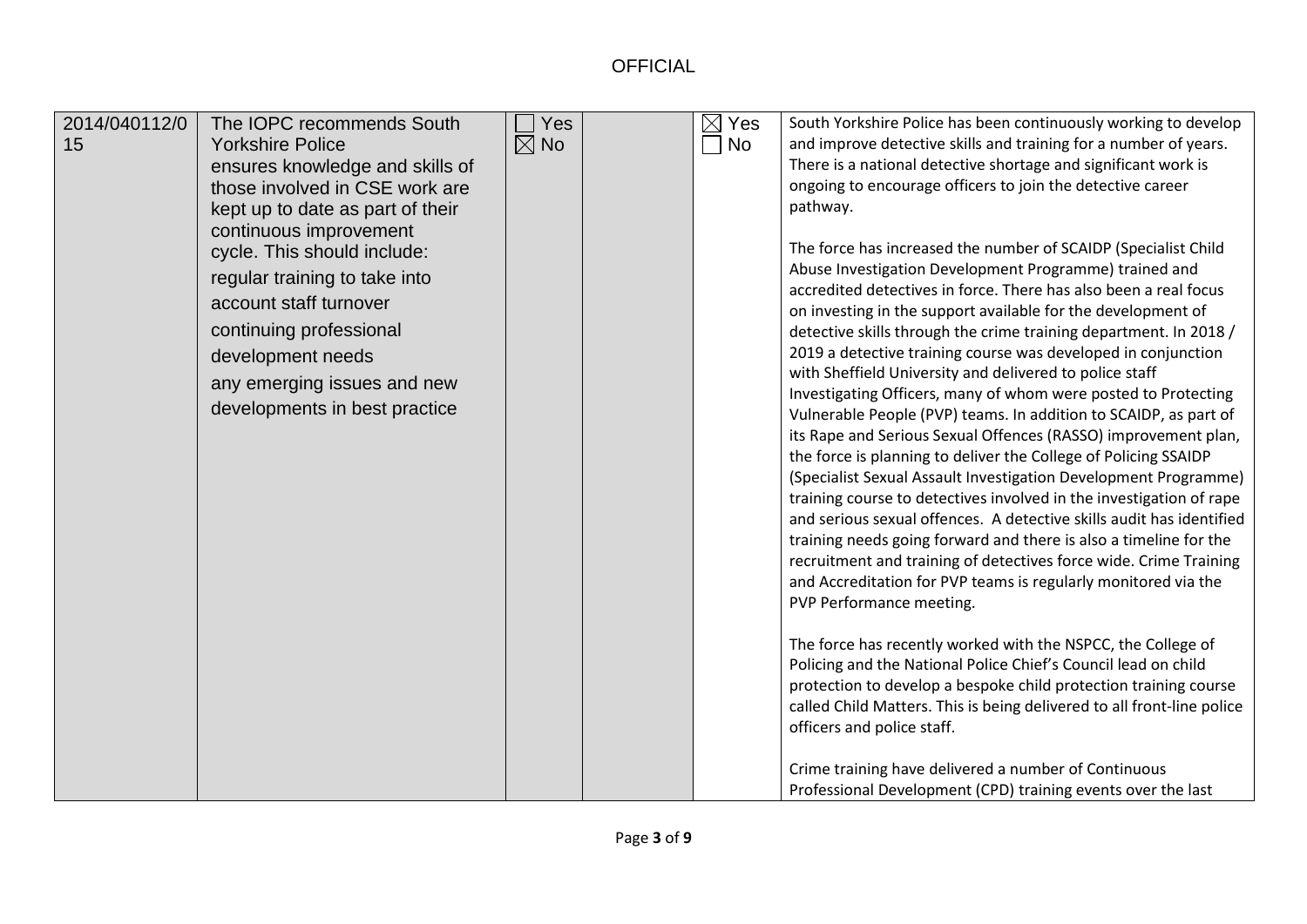| | | | | | |
|---|---|---|---|---|---|
| 2014/040112/015 | The IOPC recommends South Yorkshire Police ensures knowledge and skills of those involved in CSE work are kept up to date as part of their continuous improvement cycle. This should include:<br>regular training to take into account staff turnover<br>continuing professional development needs<br>any emerging issues and new developments in best practice | ☐ Yes<br>☒ No | | ☒ Yes<br>☐ No | South Yorkshire Police has been continuously working to develop and improve detective skills and training for a number of years. There is a national detective shortage and significant work is ongoing to encourage officers to join the detective career pathway.<br><br>The force has increased the number of SCAIDP (Specialist Child Abuse Investigation Development Programme) trained and accredited detectives in force. There has also been a real focus on investing in the support available for the development of detective skills through the crime training department. In 2018 / 2019 a detective training course was developed in conjunction with Sheffield University and delivered to police staff Investigating Officers, many of whom were posted to Protecting Vulnerable People (PVP) teams. In addition to SCAIDP, as part of its Rape and Serious Sexual Offences (RASSO) improvement plan, the force is planning to deliver the College of Policing SSAIDP (Specialist Sexual Assault Investigation Development Programme) training course to detectives involved in the investigation of rape and serious sexual offences. A detective skills audit has identified training needs going forward and there is also a timeline for the recruitment and training of detectives force wide. Crime Training and Accreditation for PVP teams is regularly monitored via the PVP Performance meeting.<br><br>The force has recently worked with the NSPCC, the College of Policing and the National Police Chief's Council lead on child protection to develop a bespoke child protection training course called Child Matters. This is being delivered to all front-line police officers and police staff.<br><br>Crime training have delivered a number of Continuous Professional Development (CPD) training events over the last |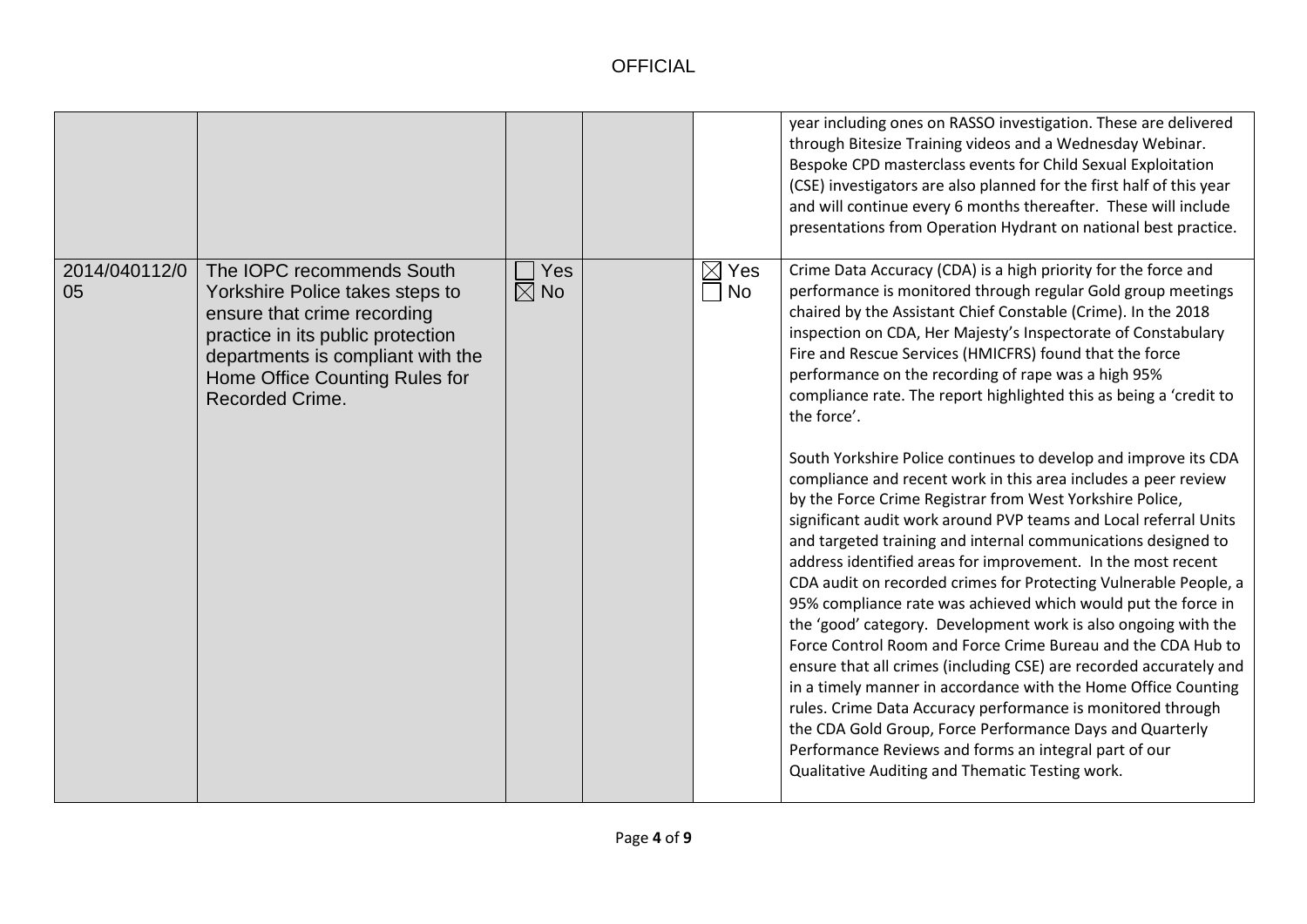| | | | | | |
|---|---|---|---|---|---|
| | | | | | year including ones on RASSO investigation. These are delivered through Bitesize Training videos and a Wednesday Webinar. Bespoke CPD masterclass events for Child Sexual Exploitation (CSE) investigators are also planned for the first half of this year and will continue every 6 months thereafter. These will include presentations from Operation Hydrant on national best practice. |
| 2014/040112/005 | The IOPC recommends South Yorkshire Police takes steps to ensure that crime recording practice in its public protection departments is compliant with the Home Office Counting Rules for Recorded Crime. | ☐ Yes ☒ No | | ☒ Yes ☐ No | Crime Data Accuracy (CDA) is a high priority for the force and performance is monitored through regular Gold group meetings chaired by the Assistant Chief Constable (Crime). In the 2018 inspection on CDA, Her Majesty's Inspectorate of Constabulary Fire and Rescue Services (HMICFRS) found that the force performance on the recording of rape was a high 95% compliance rate. The report highlighted this as being a 'credit to the force'.<br><br>South Yorkshire Police continues to develop and improve its CDA compliance and recent work in this area includes a peer review by the Force Crime Registrar from West Yorkshire Police, significant audit work around PVP teams and Local referral Units and targeted training and internal communications designed to address identified areas for improvement. In the most recent CDA audit on recorded crimes for Protecting Vulnerable People, a 95% compliance rate was achieved which would put the force in the 'good' category. Development work is also ongoing with the Force Control Room and Force Crime Bureau and the CDA Hub to ensure that all crimes (including CSE) are recorded accurately and in a timely manner in accordance with the Home Office Counting rules. Crime Data Accuracy performance is monitored through the CDA Gold Group, Force Performance Days and Quarterly Performance Reviews and forms an integral part of our Qualitative Auditing and Thematic Testing work. |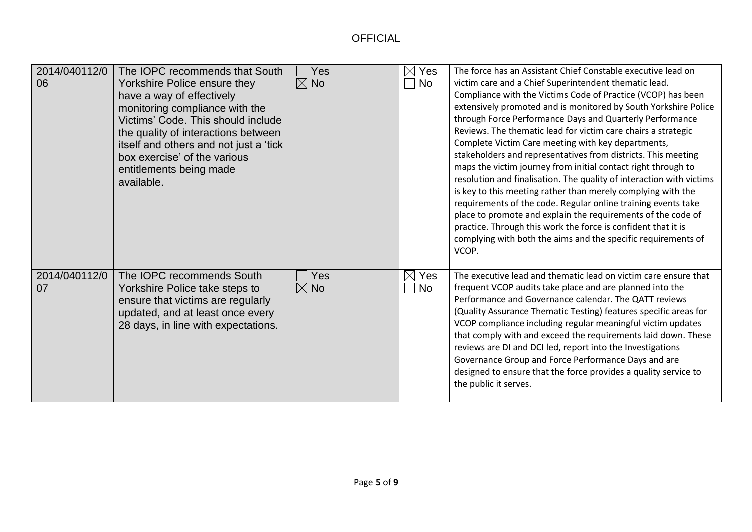OFFICIAL

| | | | | | |
|---|---|---|---|---|---|
| 2014/040112/06 | The IOPC recommends that South Yorkshire Police ensure they have a way of effectively monitoring compliance with the Victims' Code. This should include the quality of interactions between itself and others and not just a 'tick box exercise' of the various entitlements being made available. | ☐ Yes ☒ No | | ☒ Yes ☐ No | The force has an Assistant Chief Constable executive lead on victim care and a Chief Superintendent thematic lead. Compliance with the Victims Code of Practice (VCOP) has been extensively promoted and is monitored by South Yorkshire Police through Force Performance Days and Quarterly Performance Reviews. The thematic lead for victim care chairs a strategic Complete Victim Care meeting with key departments, stakeholders and representatives from districts. This meeting maps the victim journey from initial contact right through to resolution and finalisation. The quality of interaction with victims is key to this meeting rather than merely complying with the requirements of the code. Regular online training events take place to promote and explain the requirements of the code of practice. Through this work the force is confident that it is complying with both the aims and the specific requirements of VCOP. |
| 2014/040112/07 | The IOPC recommends South Yorkshire Police take steps to ensure that victims are regularly updated, and at least once every 28 days, in line with expectations. | ☐ Yes ☒ No | | ☒ Yes ☐ No | The executive lead and thematic lead on victim care ensure that frequent VCOP audits take place and are planned into the Performance and Governance calendar. The QATT reviews (Quality Assurance Thematic Testing) features specific areas for VCOP compliance including regular meaningful victim updates that comply with and exceed the requirements laid down. These reviews are DI and DCI led, report into the Investigations Governance Group and Force Performance Days and are designed to ensure that the force provides a quality service to the public it serves. |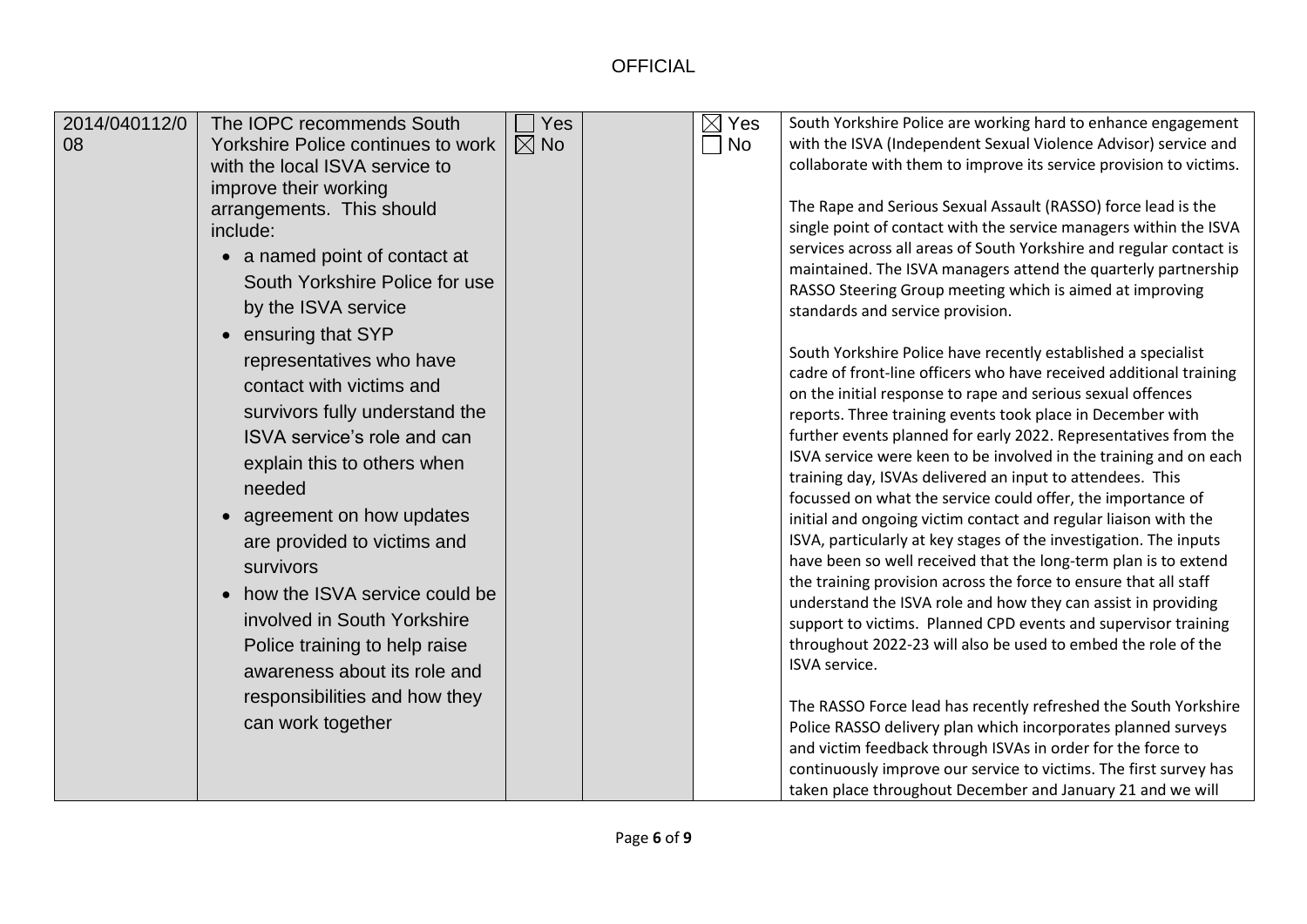| 2014/040112/008 | The IOPC recommends South Yorkshire Police continues to work with the local ISVA service to improve their working arrangements. This should include:<br>• a named point of contact at South Yorkshire Police for use by the ISVA service<br>• ensuring that SYP representatives who have contact with victims and survivors fully understand the ISVA service's role and can explain this to others when needed<br>• agreement on how updates are provided to victims and survivors<br>• how the ISVA service could be involved in South Yorkshire Police training to help raise awareness about its role and responsibilities and how they can work together | ☐ Yes<br>☒ No | | ☒ Yes<br>☐ No | South Yorkshire Police are working hard to enhance engagement with the ISVA (Independent Sexual Violence Advisor) service and collaborate with them to improve its service provision to victims.<br><br>The Rape and Serious Sexual Assault (RASSO) force lead is the single point of contact with the service managers within the ISVA services across all areas of South Yorkshire and regular contact is maintained. The ISVA managers attend the quarterly partnership RASSO Steering Group meeting which is aimed at improving standards and service provision.<br><br>South Yorkshire Police have recently established a specialist cadre of front-line officers who have received additional training on the initial response to rape and serious sexual offences reports. Three training events took place in December with further events planned for early 2022. Representatives from the ISVA service were keen to be involved in the training and on each training day, ISVAs delivered an input to attendees. This focussed on what the service could offer, the importance of initial and ongoing victim contact and regular liaison with the ISVA, particularly at key stages of the investigation. The inputs have been so well received that the long-term plan is to extend the training provision across the force to ensure that all staff understand the ISVA role and how they can assist in providing support to victims. Planned CPD events and supervisor training throughout 2022-23 will also be used to embed the role of the ISVA service.<br><br>The RASSO Force lead has recently refreshed the South Yorkshire Police RASSO delivery plan which incorporates planned surveys and victim feedback through ISVAs in order for the force to continuously improve our service to victims. The first survey has taken place throughout December and January 21 and we will |
|---|---|---|---|---|---|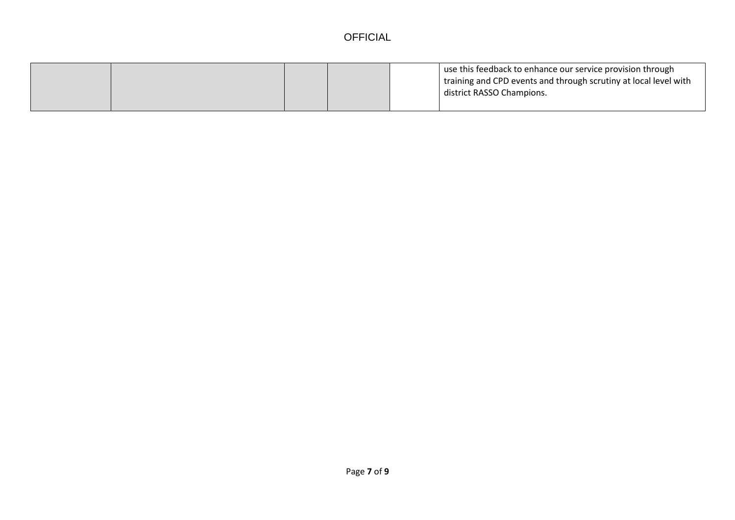| | | | | | |
|---|---|---|---|---|---|
| | | | | | use this feedback to enhance our service provision through training and CPD events and through scrutiny at local level with district RASSO Champions. |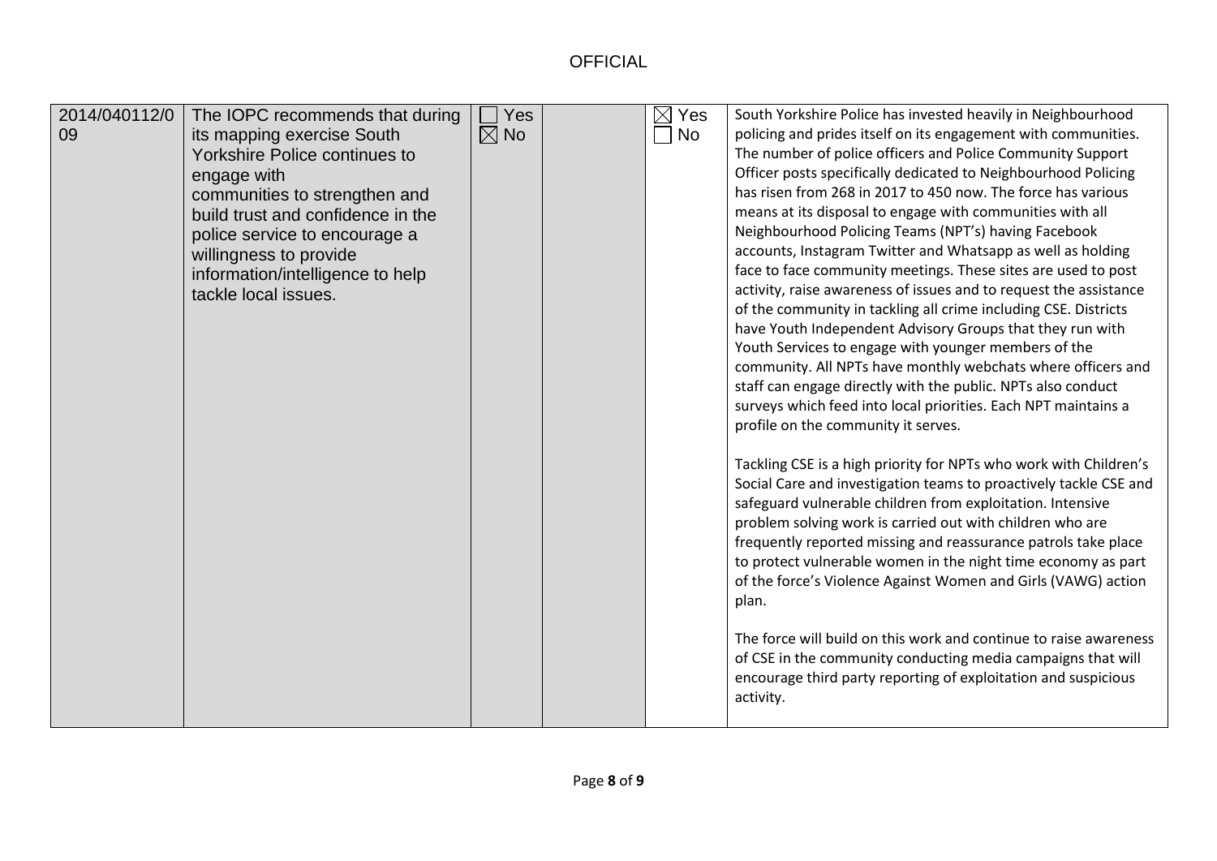OFFICIAL

| | | | | | |
|---|---|---|---|---|---|
| 2014/040112/009 | The IOPC recommends that during its mapping exercise South Yorkshire Police continues to engage with communities to strengthen and build trust and confidence in the police service to encourage a willingness to provide information/intelligence to help tackle local issues. | ☐ Yes ☒ No | | ☒ Yes ☐ No | South Yorkshire Police has invested heavily in Neighbourhood policing and prides itself on its engagement with communities. The number of police officers and Police Community Support Officer posts specifically dedicated to Neighbourhood Policing has risen from 268 in 2017 to 450 now. The force has various means at its disposal to engage with communities with all Neighbourhood Policing Teams (NPT's) having Facebook accounts, Instagram Twitter and Whatsapp as well as holding face to face community meetings. These sites are used to post activity, raise awareness of issues and to request the assistance of the community in tackling all crime including CSE. Districts have Youth Independent Advisory Groups that they run with Youth Services to engage with younger members of the community. All NPTs have monthly webchats where officers and staff can engage directly with the public. NPTs also conduct surveys which feed into local priorities. Each NPT maintains a profile on the community it serves.<br><br>Tackling CSE is a high priority for NPTs who work with Children's Social Care and investigation teams to proactively tackle CSE and safeguard vulnerable children from exploitation. Intensive problem solving work is carried out with children who are frequently reported missing and reassurance patrols take place to protect vulnerable women in the night time economy as part of the force's Violence Against Women and Girls (VAWG) action plan.<br><br>The force will build on this work and continue to raise awareness of CSE in the community conducting media campaigns that will encourage third party reporting of exploitation and suspicious activity. |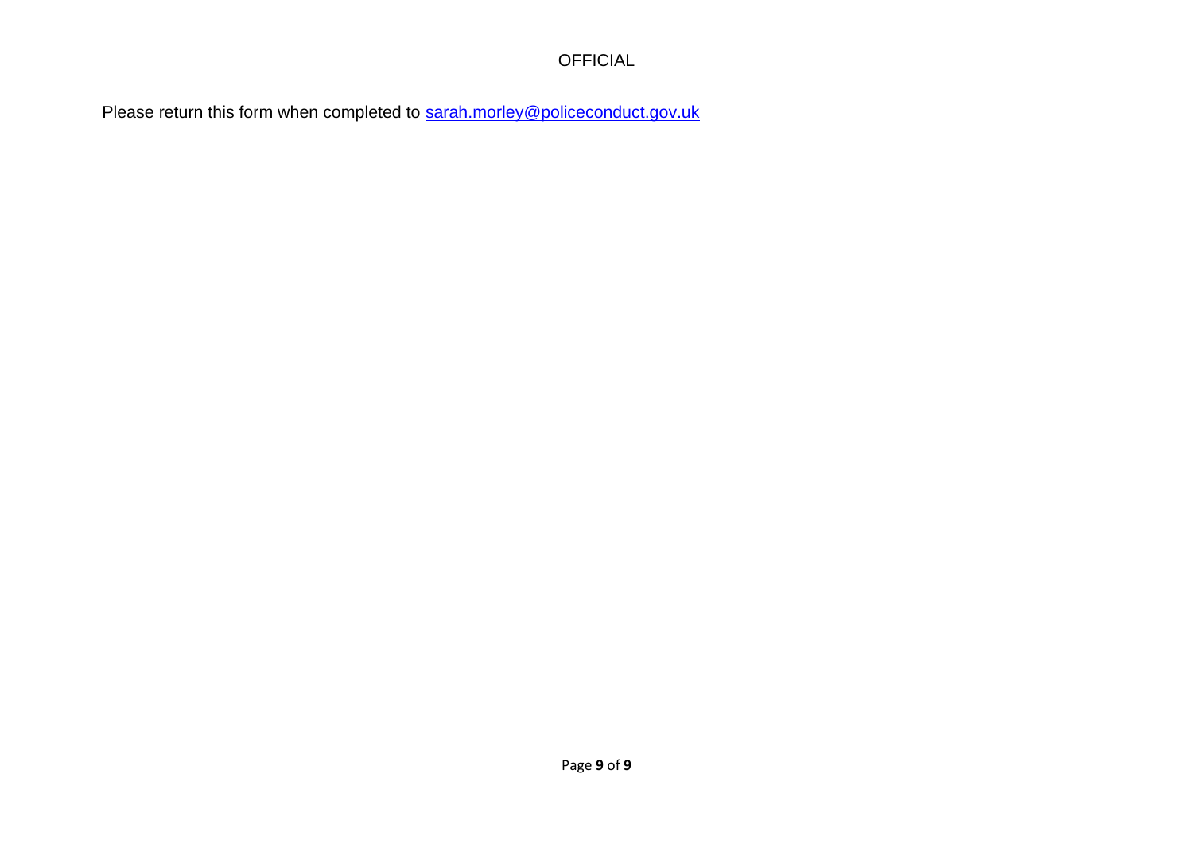Please return this form when completed to [sarah.morley@policeconduct.gov.uk](mailto:sarah.morley@policeconduct.gov.uk)